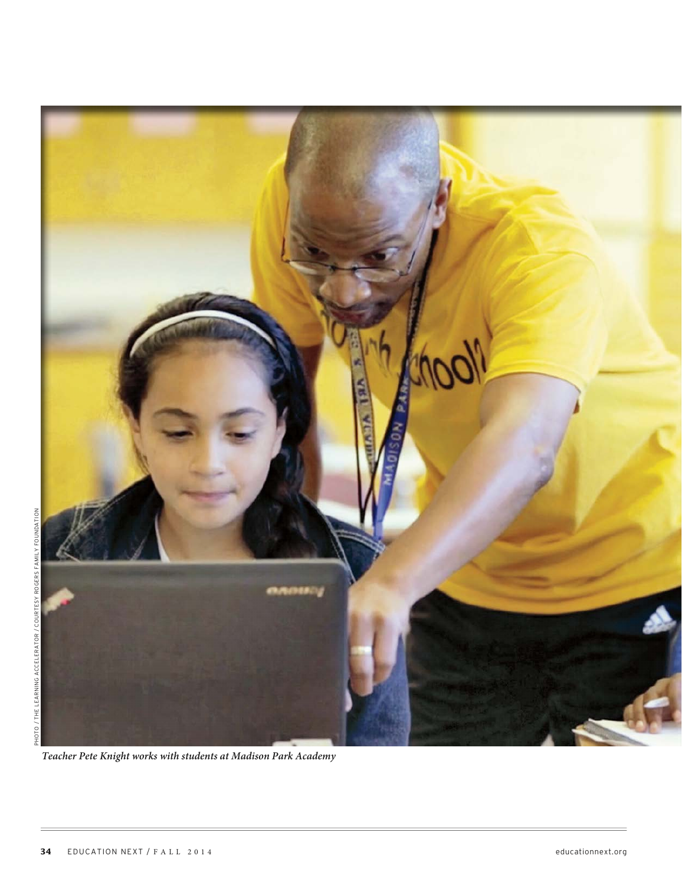PHOTO / THE LEARNING ACCELERATOR / COURTESY ROGERS FAMILY FOUNDATION

*Teacher Pete Knight works with students at Madison Park Academy*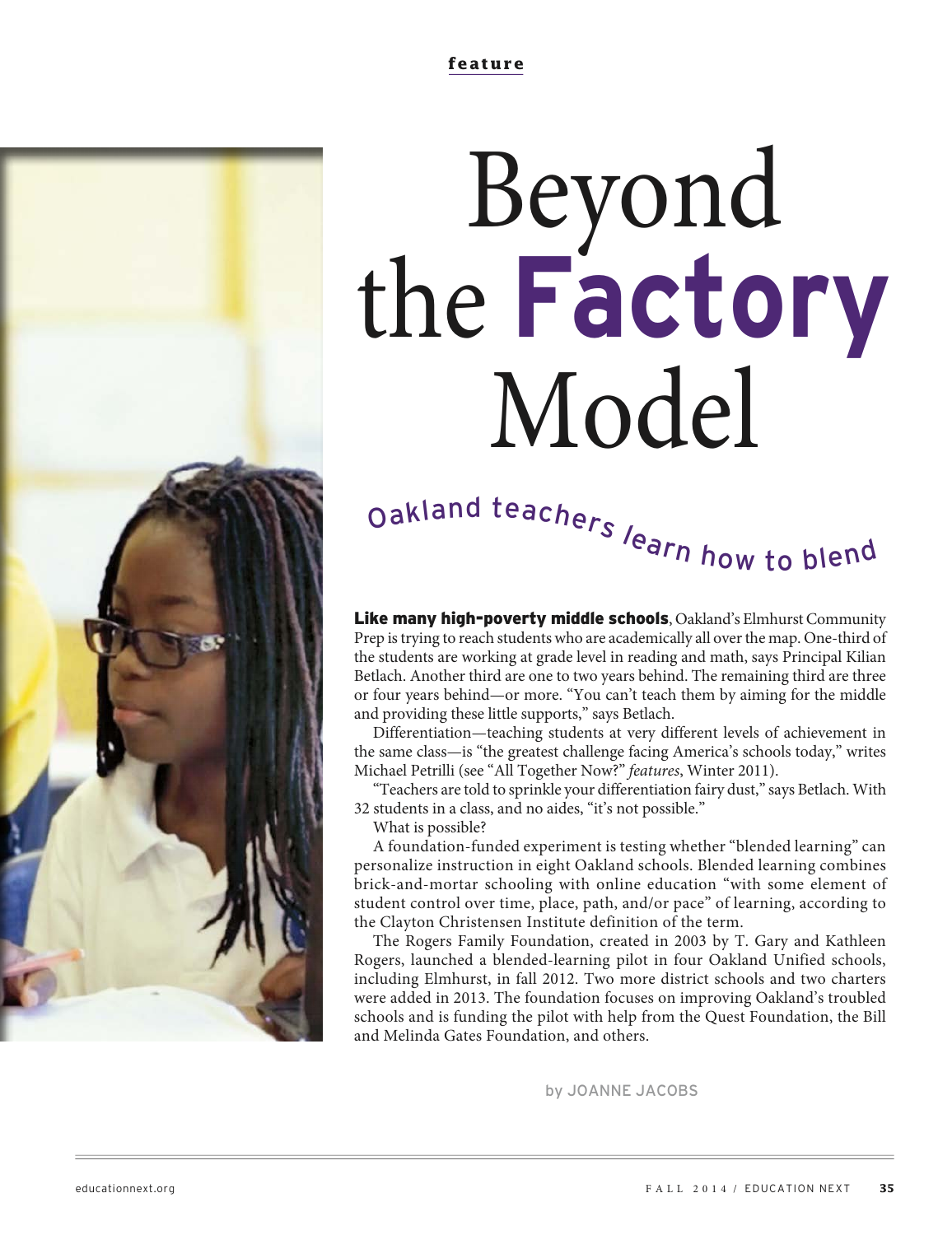feature

# Beyond the **Factory** Model

## Oakland teachers learn how to blend

**Like many high-poverty middle schools**, Oakland's Elmhurst Community Prep is trying to reach students who are academically all over the map. One-third of the students are working at grade level in reading and math, says Principal Kilian Betlach. Another third are one to two years behind. The remaining third are three or four years behind—or more. "You can't teach them by aiming for the middle and providing these little supports," says Betlach.

Differentiation—teaching students at very different levels of achievement in the same class—is "the greatest challenge facing America's schools today," writes Michael Petrilli (see "All Together Now?" *features*, Winter 2011).

"Teachers are told to sprinkle your differentiation fairy dust," says Betlach. With 32 students in a class, and no aides, "it's not possible."

What is possible?

A foundation-funded experiment is testing whether "blended learning" can personalize instruction in eight Oakland schools. Blended learning combines brick-and-mortar schooling with online education "with some element of student control over time, place, path, and/or pace" of learning, according to the Clayton Christensen Institute definition of the term.

The Rogers Family Foundation, created in 2003 by T. Gary and Kathleen Rogers, launched a blended-learning pilot in four Oakland Unified schools, including Elmhurst, in fall 2012. Two more district schools and two charters were added in 2013. The foundation focuses on improving Oakland's troubled schools and is funding the pilot with help from the Quest Foundation, the Bill and Melinda Gates Foundation, and others.

by JOANNE JACOBS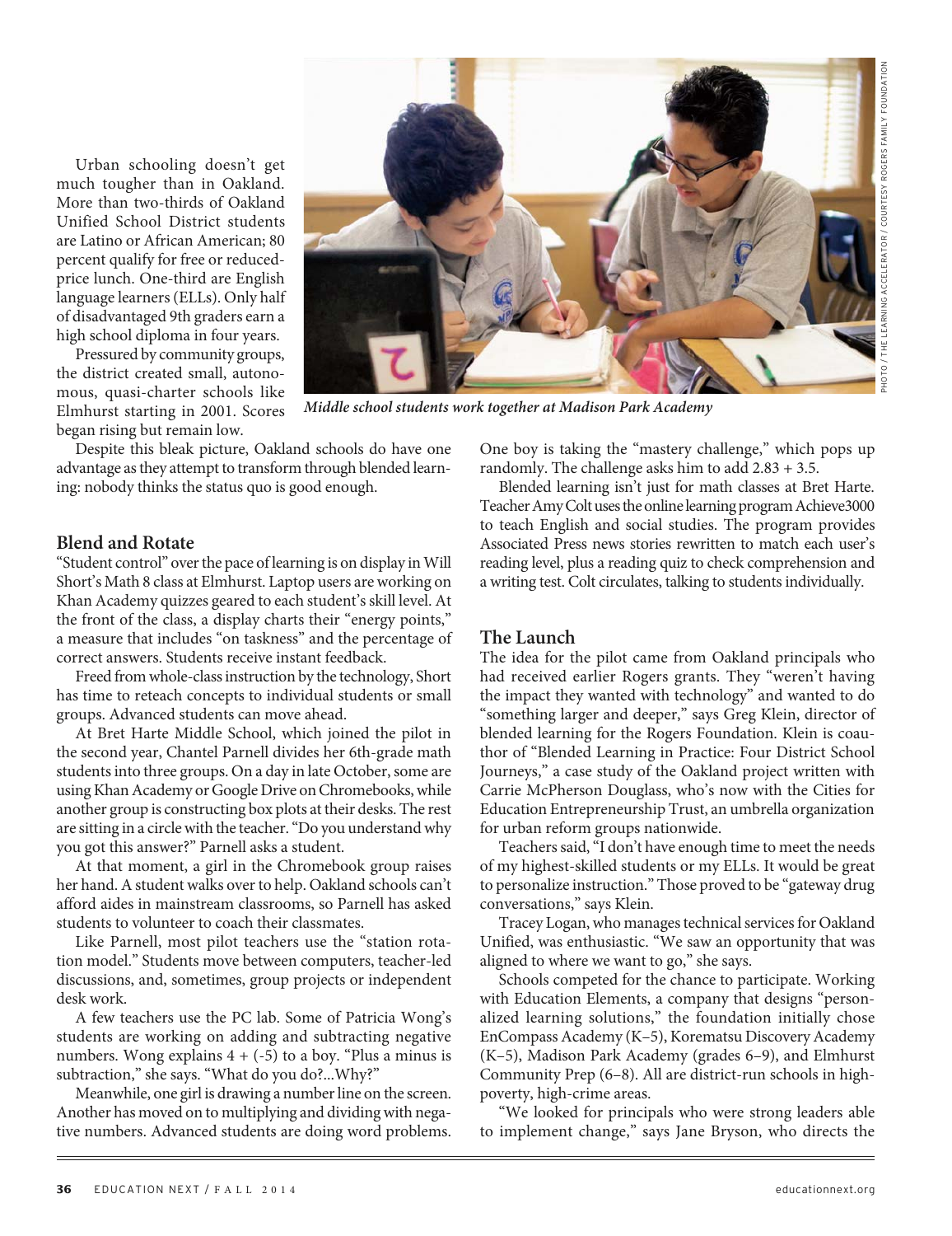Urban schooling doesn't get much tougher than in Oakland. More than two-thirds of Oakland Unified School District students are Latino or African American; 80 percent qualify for free or reduced-price lunch. One-third are English language learners (ELLs). Only half of disadvantaged 9th graders earn a high school diploma in four years.

Pressured by community groups, the district created small, autonomous, quasi-charter schools like Elmhurst starting in 2001. Scores began rising but remain low.

*Middle school students work together at Madison Park Academy*

Despite this bleak picture, Oakland schools do have one advantage as they attempt to transform through blended learning: nobody thinks the status quo is good enough.

## Blend and Rotate

"Student control" over the pace of learning is on display in Will Short's Math 8 class at Elmhurst. Laptop users are working on Khan Academy quizzes geared to each student's skill level. At the front of the class, a display charts their "energy points," a measure that includes "on taskness" and the percentage of correct answers. Students receive instant feedback.

Freed from whole-class instruction by the technology, Short has time to reteach concepts to individual students or small groups. Advanced students can move ahead.

At Bret Harte Middle School, which joined the pilot in the second year, Chantel Parnell divides her 6th-grade math students into three groups. On a day in late October, some are using Khan Academy or Google Drive on Chromebooks, while another group is constructing box plots at their desks. The rest are sitting in a circle with the teacher. "Do you understand why you got this answer?" Parnell asks a student.

At that moment, a girl in the Chromebook group raises her hand. A student walks over to help. Oakland schools can't afford aides in mainstream classrooms, so Parnell has asked students to volunteer to coach their classmates.

Like Parnell, most pilot teachers use the "station rotation model." Students move between computers, teacher-led discussions, and, sometimes, group projects or independent desk work.

A few teachers use the PC lab. Some of Patricia Wong's students are working on adding and subtracting negative numbers. Wong explains 4 + (-5) to a boy. "Plus a minus is subtraction," she says. "What do you do?...Why?"

Meanwhile, one girl is drawing a number line on the screen. Another has moved on to multiplying and dividing with negative numbers. Advanced students are doing word problems. One boy is taking the "mastery challenge," which pops up randomly. The challenge asks him to add 2.83 + 3.5.

Blended learning isn't just for math classes at Bret Harte. Teacher Amy Colt uses the online learning program Achieve3000 to teach English and social studies. The program provides Associated Press news stories rewritten to match each user's reading level, plus a reading quiz to check comprehension and a writing test. Colt circulates, talking to students individually.

## The Launch

The idea for the pilot came from Oakland principals who had received earlier Rogers grants. They "weren't having the impact they wanted with technology" and wanted to do "something larger and deeper," says Greg Klein, director of blended learning for the Rogers Foundation. Klein is coauthor of "Blended Learning in Practice: Four District School Journeys," a case study of the Oakland project written with Carrie McPherson Douglass, who's now with the Cities for Education Entrepreneurship Trust, an umbrella organization for urban reform groups nationwide.

Teachers said, "I don't have enough time to meet the needs of my highest-skilled students or my ELLs. It would be great to personalize instruction." Those proved to be "gateway drug conversations," says Klein.

Tracey Logan, who manages technical services for Oakland Unified, was enthusiastic. "We saw an opportunity that was aligned to where we want to go," she says.

Schools competed for the chance to participate. Working with Education Elements, a company that designs "personalized learning solutions," the foundation initially chose EnCompass Academy (K–5), Korematsu Discovery Academy (K–5), Madison Park Academy (grades 6–9), and Elmhurst Community Prep (6–8). All are district-run schools in high-poverty, high-crime areas.

"We looked for principals who were strong leaders able to implement change," says Jane Bryson, who directs the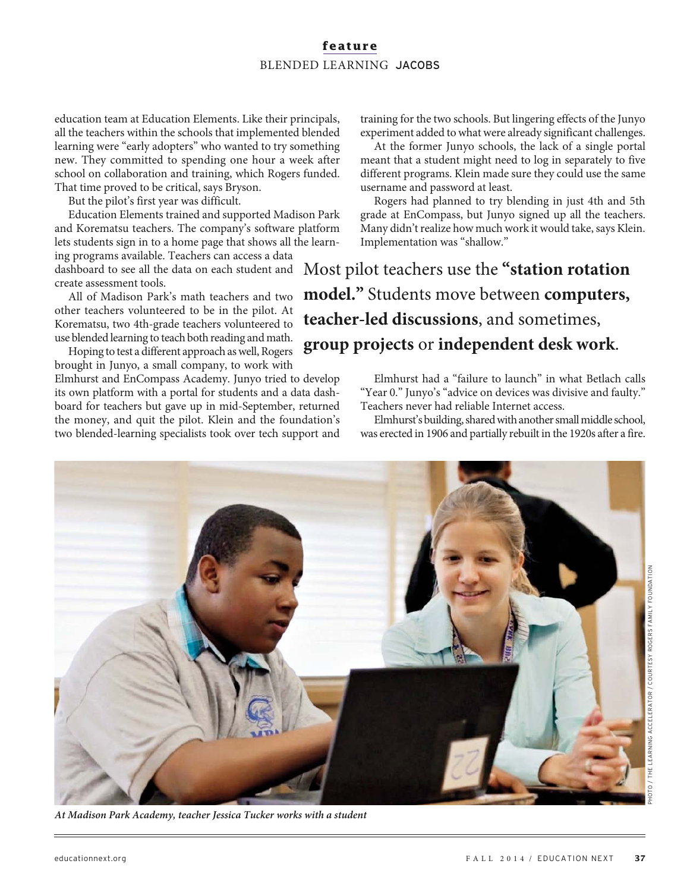education team at Education Elements. Like their principals, all the teachers within the schools that implemented blended learning were "early adopters" who wanted to try something new. They committed to spending one hour a week after school on collaboration and training, which Rogers funded. That time proved to be critical, says Bryson.

But the pilot's first year was difficult.

Education Elements trained and supported Madison Park and Korematsu teachers. The company's software platform lets students sign in to a home page that shows all the learning programs available. Teachers can access a data dashboard to see all the data on each student and create assessment tools.

All of Madison Park's math teachers and two other teachers volunteered to be in the pilot. At Korematsu, two 4th-grade teachers volunteered to use blended learning to teach both reading and math.

Hoping to test a different approach as well, Rogers brought in Junyo, a small company, to work with Elmhurst and EnCompass Academy. Junyo tried to develop its own platform with a portal for students and a data dashboard for teachers but gave up in mid-September, returned the money, and quit the pilot. Klein and the foundation's two blended-learning specialists took over tech support and training for the two schools. But lingering effects of the Junyo experiment added to what were already significant challenges.

At the former Junyo schools, the lack of a single portal meant that a student might need to log in separately to five different programs. Klein made sure they could use the same username and password at least.

Rogers had planned to try blending in just 4th and 5th grade at EnCompass, but Junyo signed up all the teachers. Many didn't realize how much work it would take, says Klein. Implementation was "shallow."

> Most pilot teachers use the **"station rotation model."** Students move between **computers, teacher-led discussions**, and sometimes, **group projects** or **independent desk work**.

Elmhurst had a "failure to launch" in what Betlach calls "Year 0." Junyo's "advice on devices was divisive and faulty." Teachers never had reliable Internet access.

Elmhurst's building, shared with another small middle school, was erected in 1906 and partially rebuilt in the 1920s after a fire.

*At Madison Park Academy, teacher Jessica Tucker works with a student*

PHOTO / THE LEARNING ACCELERATOR / COURTESY ROGERS FAMILY FOUNDATION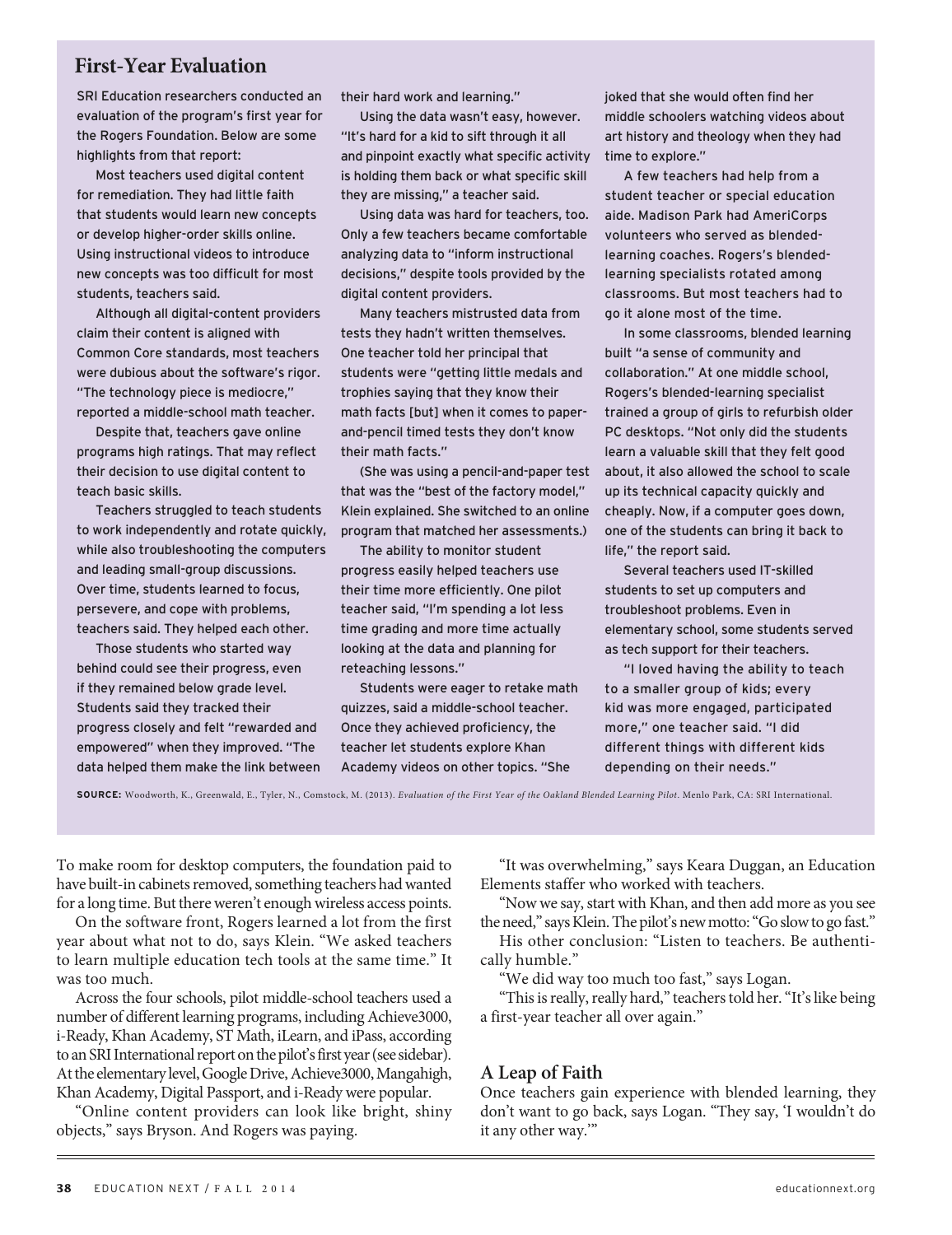## First-Year Evaluation

SRI Education researchers conducted an evaluation of the program's first year for the Rogers Foundation. Below are some highlights from that report:

Most teachers used digital content for remediation. They had little faith that students would learn new concepts or develop higher-order skills online. Using instructional videos to introduce new concepts was too difficult for most students, teachers said.

Although all digital-content providers claim their content is aligned with Common Core standards, most teachers were dubious about the software's rigor. "The technology piece is mediocre," reported a middle-school math teacher.

Despite that, teachers gave online programs high ratings. That may reflect their decision to use digital content to teach basic skills.

Teachers struggled to teach students to work independently and rotate quickly, while also troubleshooting the computers and leading small-group discussions. Over time, students learned to focus, persevere, and cope with problems, teachers said. They helped each other.

Those students who started way behind could see their progress, even if they remained below grade level. Students said they tracked their progress closely and felt "rewarded and empowered" when they improved. "The data helped them make the link between their hard work and learning."

Using the data wasn't easy, however. "It's hard for a kid to sift through it all and pinpoint exactly what specific activity is holding them back or what specific skill they are missing," a teacher said.

Using data was hard for teachers, too. Only a few teachers became comfortable analyzing data to "inform instructional decisions," despite tools provided by the digital content providers.

Many teachers mistrusted data from tests they hadn't written themselves. One teacher told her principal that students were "getting little medals and trophies saying that they know their math facts [but] when it comes to paper-and-pencil timed tests they don't know their math facts."

(She was using a pencil-and-paper test that was the "best of the factory model," Klein explained. She switched to an online program that matched her assessments.)

The ability to monitor student progress easily helped teachers use their time more efficiently. One pilot teacher said, "I'm spending a lot less time grading and more time actually looking at the data and planning for reteaching lessons."

Students were eager to retake math quizzes, said a middle-school teacher. Once they achieved proficiency, the teacher let students explore Khan Academy videos on other topics. "She joked that she would often find her middle schoolers watching videos about art history and theology when they had time to explore."

A few teachers had help from a student teacher or special education aide. Madison Park had AmeriCorps volunteers who served as blended-learning coaches. Rogers's blended-learning specialists rotated among classrooms. But most teachers had to go it alone most of the time.

In some classrooms, blended learning built "a sense of community and collaboration." At one middle school, Rogers's blended-learning specialist trained a group of girls to refurbish older PC desktops. "Not only did the students learn a valuable skill that they felt good about, it also allowed the school to scale up its technical capacity quickly and cheaply. Now, if a computer goes down, one of the students can bring it back to life," the report said.

Several teachers used IT-skilled students to set up computers and troubleshoot problems. Even in elementary school, some students served as tech support for their teachers.

"I loved having the ability to teach to a smaller group of kids; every kid was more engaged, participated more," one teacher said. "I did different things with different kids depending on their needs."

**SOURCE:** Woodworth, K., Greenwald, E., Tyler, N., Comstock, M. (2013). *Evaluation of the First Year of the Oakland Blended Learning Pilot*. Menlo Park, CA: SRI International.

To make room for desktop computers, the foundation paid to have built-in cabinets removed, something teachers had wanted for a long time. But there weren't enough wireless access points.

On the software front, Rogers learned a lot from the first year about what not to do, says Klein. "We asked teachers to learn multiple education tech tools at the same time." It was too much.

Across the four schools, pilot middle-school teachers used a number of different learning programs, including Achieve3000, i-Ready, Khan Academy, ST Math, iLearn, and iPass, according to an SRI International report on the pilot's first year (see sidebar). At the elementary level, Google Drive, Achieve3000, Mangahigh, Khan Academy, Digital Passport, and i-Ready were popular.

"Online content providers can look like bright, shiny objects," says Bryson. And Rogers was paying.

"It was overwhelming," says Keara Duggan, an Education Elements staffer who worked with teachers.

"Now we say, start with Khan, and then add more as you see the need," says Klein. The pilot's new motto: "Go slow to go fast."

His other conclusion: "Listen to teachers. Be authentically humble."

"We did way too much too fast," says Logan.

"This is really, really hard," teachers told her. "It's like being a first-year teacher all over again."

### A Leap of Faith

Once teachers gain experience with blended learning, they don't want to go back, says Logan. "They say, 'I wouldn't do it any other way.'"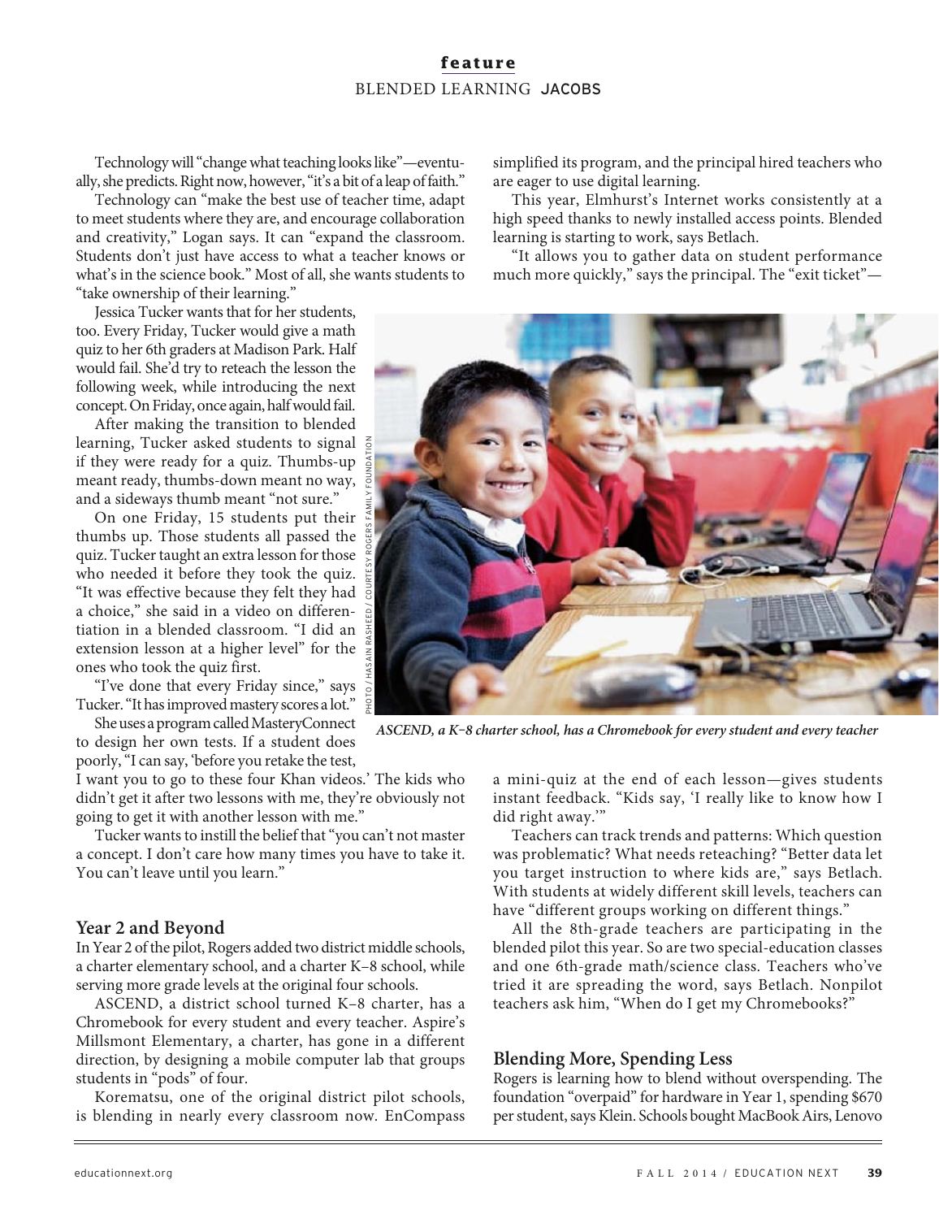Technology will "change what teaching looks like"—eventually, she predicts. Right now, however, "it's a bit of a leap of faith."

Technology can "make the best use of teacher time, adapt to meet students where they are, and encourage collaboration and creativity," Logan says. It can "expand the classroom. Students don't just have access to what a teacher knows or what's in the science book." Most of all, she wants students to "take ownership of their learning."

Jessica Tucker wants that for her students, too. Every Friday, Tucker would give a math quiz to her 6th graders at Madison Park. Half would fail. She'd try to reteach the lesson the following week, while introducing the next concept. On Friday, once again, half would fail.

After making the transition to blended learning, Tucker asked students to signal if they were ready for a quiz. Thumbs-up meant ready, thumbs-down meant no way, and a sideways thumb meant "not sure."

On one Friday, 15 students put their thumbs up. Those students all passed the quiz. Tucker taught an extra lesson for those who needed it before they took the quiz. "It was effective because they felt they had a choice," she said in a video on differentiation in a blended classroom. "I did an extension lesson at a higher level" for the ones who took the quiz first.

"I've done that every Friday since," says Tucker. "It has improved mastery scores a lot."

She uses a program called MasteryConnect to design her own tests. If a student does poorly, "I can say, 'before you retake the test, I want you to go to these four Khan videos.' The kids who didn't get it after two lessons with me, they're obviously not going to get it with another lesson with me."

Tucker wants to instill the belief that "you can't not master a concept. I don't care how many times you have to take it. You can't leave until you learn."

## Year 2 and Beyond

In Year 2 of the pilot, Rogers added two district middle schools, a charter elementary school, and a charter K–8 school, while serving more grade levels at the original four schools.

ASCEND, a district school turned K–8 charter, has a Chromebook for every student and every teacher. Aspire's Millsmont Elementary, a charter, has gone in a different direction, by designing a mobile computer lab that groups students in "pods" of four.

Korematsu, one of the original district pilot schools, is blending in nearly every classroom now. EnCompass simplified its program, and the principal hired teachers who are eager to use digital learning.

This year, Elmhurst's Internet works consistently at a high speed thanks to newly installed access points. Blended learning is starting to work, says Betlach.

"It allows you to gather data on student performance much more quickly," says the principal. The "exit ticket"—a mini-quiz at the end of each lesson—gives students instant feedback. "Kids say, 'I really like to know how I did right away.'"

PHOTO / HASAIN RASHEED / COURTESY ROGERS FAMILY FOUNDATION

*ASCEND, a K–8 charter school, has a Chromebook for every student and every teacher*

Teachers can track trends and patterns: Which question was problematic? What needs reteaching? "Better data let you target instruction to where kids are," says Betlach. With students at widely different skill levels, teachers can have "different groups working on different things."

All the 8th-grade teachers are participating in the blended pilot this year. So are two special-education classes and one 6th-grade math/science class. Teachers who've tried it are spreading the word, says Betlach. Nonpilot teachers ask him, "When do I get my Chromebooks?"

## Blending More, Spending Less

Rogers is learning how to blend without overspending. The foundation "overpaid" for hardware in Year 1, spending $670 per student, says Klein. Schools bought MacBook Airs, Lenovo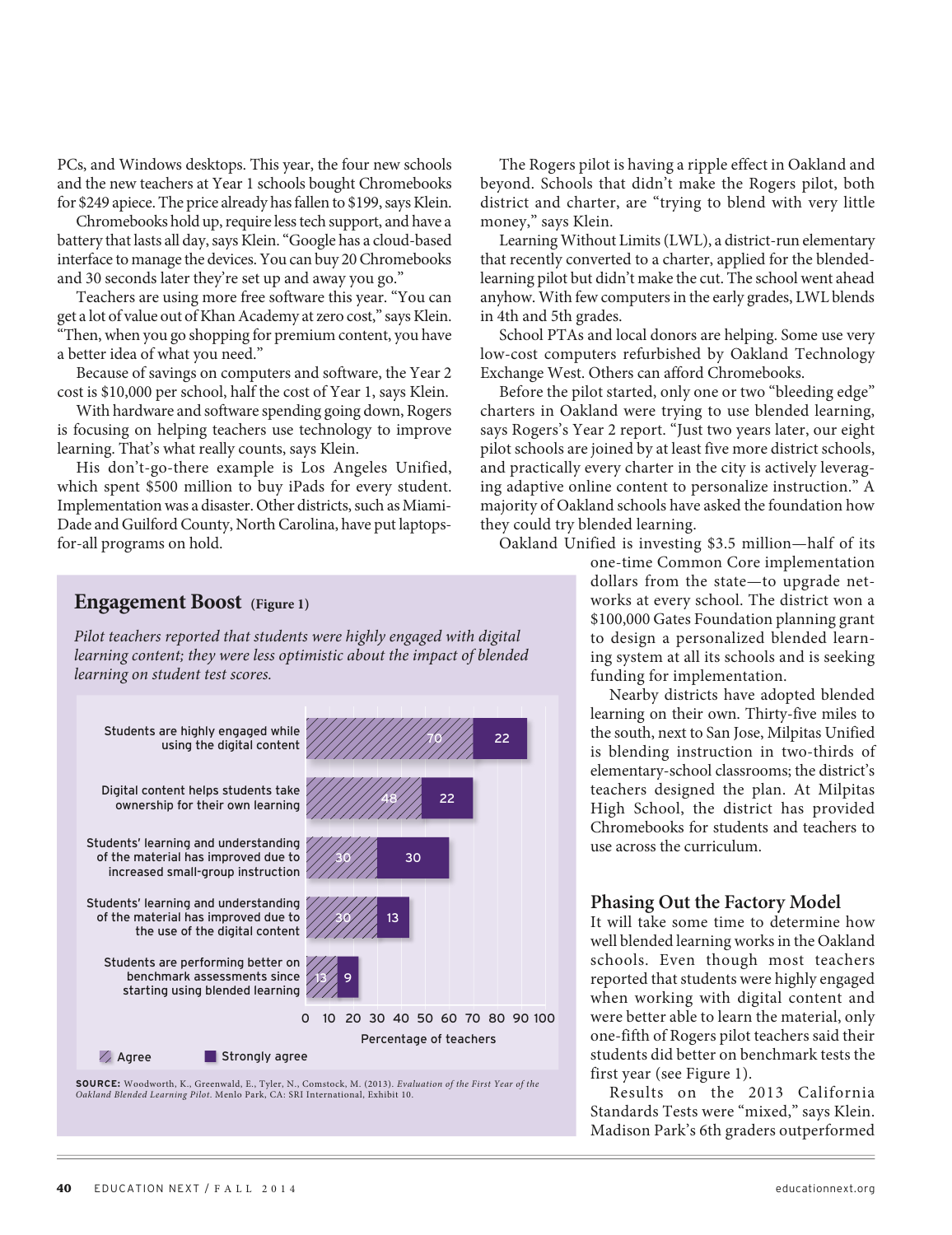PCs, and Windows desktops. This year, the four new schools and the new teachers at Year 1 schools bought Chromebooks for $249 apiece. The price already has fallen to $199, says Klein.

Chromebooks hold up, require less tech support, and have a battery that lasts all day, says Klein. "Google has a cloud-based interface to manage the devices. You can buy 20 Chromebooks and 30 seconds later they're set up and away you go."

Teachers are using more free software this year. "You can get a lot of value out of Khan Academy at zero cost," says Klein. "Then, when you go shopping for premium content, you have a better idea of what you need."

Because of savings on computers and software, the Year 2 cost is $10,000 per school, half the cost of Year 1, says Klein.

With hardware and software spending going down, Rogers is focusing on helping teachers use technology to improve learning. That's what really counts, says Klein.

His don't-go-there example is Los Angeles Unified, which spent $500 million to buy iPads for every student. Implementation was a disaster. Other districts, such as Miami-Dade and Guilford County, North Carolina, have put laptops-for-all programs on hold.

The Rogers pilot is having a ripple effect in Oakland and beyond. Schools that didn't make the Rogers pilot, both district and charter, are "trying to blend with very little money," says Klein.

Learning Without Limits (LWL), a district-run elementary that recently converted to a charter, applied for the blended-learning pilot but didn't make the cut. The school went ahead anyhow. With few computers in the early grades, LWL blends in 4th and 5th grades.

School PTAs and local donors are helping. Some use very low-cost computers refurbished by Oakland Technology Exchange West. Others can afford Chromebooks.

Before the pilot started, only one or two "bleeding edge" charters in Oakland were trying to use blended learning, says Rogers's Year 2 report. "Just two years later, our eight pilot schools are joined by at least five more district schools, and practically every charter in the city is actively leveraging adaptive online content to personalize instruction." A majority of Oakland schools have asked the foundation how they could try blended learning.

Oakland Unified is investing $3.5 million—half of its one-time Common Core implementation dollars from the state—to upgrade networks at every school. The district won a $100,000 Gates Foundation planning grant to design a personalized blended learning system at all its schools and is seeking funding for implementation.

Nearby districts have adopted blended learning on their own. Thirty-five miles to the south, next to San Jose, Milpitas Unified is blending instruction in two-thirds of elementary-school classrooms; the district's teachers designed the plan. At Milpitas High School, the district has provided Chromebooks for students and teachers to use across the curriculum.

## Engagement Boost (Figure 1)

*Pilot teachers reported that students were highly engaged with digital learning content; they were less optimistic about the impact of blended learning on student test scores.*

| Statement | Agree (%) | Strongly agree (%) |
|---|---|---|
| Students are highly engaged while using the digital content | 70 | 22 |
| Digital content helps students take ownership for their own learning | 48 | 22 |
| Students' learning and understanding of the material has improved due to increased small-group instruction | 30 | 30 |
| Students' learning and understanding of the material has improved due to the use of the digital content | 30 | 13 |
| Students are performing better on benchmark assessments since starting using blended learning | 13 | 9 |

Percentage of teachers

**SOURCE:** Woodworth, K., Greenwald, E., Tyler, N., Comstock, M. (2013). *Evaluation of the First Year of the Oakland Blended Learning Pilot.* Menlo Park, CA: SRI International, Exhibit 10.

### Phasing Out the Factory Model

It will take some time to determine how well blended learning works in the Oakland schools. Even though most teachers reported that students were highly engaged when working with digital content and were better able to learn the material, only one-fifth of Rogers pilot teachers said their students did better on benchmark tests the first year (see Figure 1).

Results on the 2013 California Standards Tests were "mixed," says Klein. Madison Park's 6th graders outperformed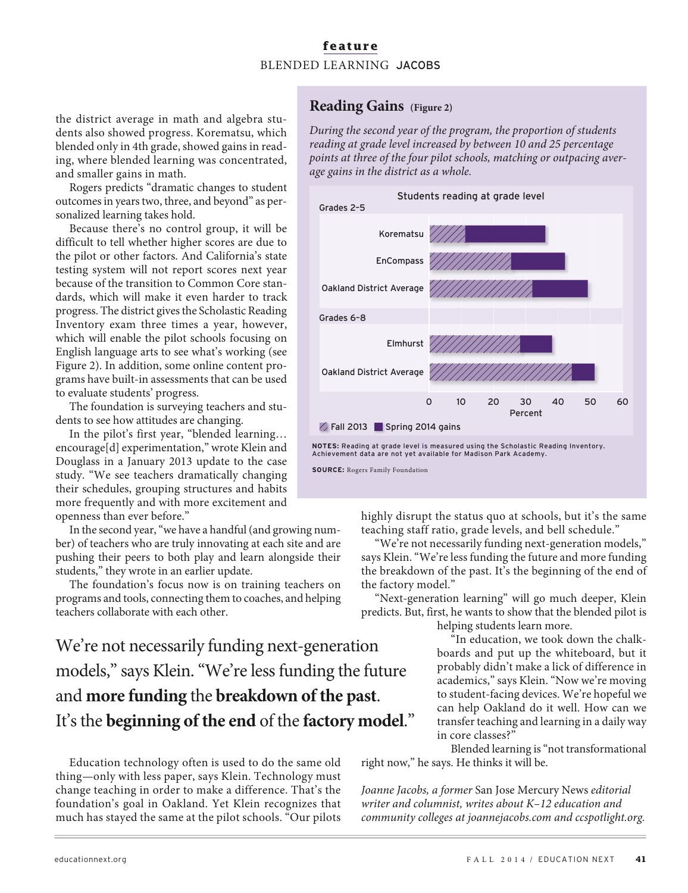the district average in math and algebra students also showed progress. Korematsu, which blended only in 4th grade, showed gains in reading, where blended learning was concentrated, and smaller gains in math.

Rogers predicts "dramatic changes to student outcomes in years two, three, and beyond" as personalized learning takes hold.

Because there's no control group, it will be difficult to tell whether higher scores are due to the pilot or other factors. And California's state testing system will not report scores next year because of the transition to Common Core standards, which will make it even harder to track progress. The district gives the Scholastic Reading Inventory exam three times a year, however, which will enable the pilot schools focusing on English language arts to see what's working (see Figure 2). In addition, some online content programs have built-in assessments that can be used to evaluate students' progress.

The foundation is surveying teachers and students to see how attitudes are changing.

In the pilot's first year, "blended learning… encourage[d] experimentation," wrote Klein and Douglass in a January 2013 update to the case study. "We see teachers dramatically changing their schedules, grouping structures and habits more frequently and with more excitement and openness than ever before."

In the second year, "we have a handful (and growing number) of teachers who are truly innovating at each site and are pushing their peers to both play and learn alongside their students," they wrote in an earlier update.

The foundation's focus now is on training teachers on programs and tools, connecting them to coaches, and helping teachers collaborate with each other.

## Reading Gains (Figure 2)

*During the second year of the program, the proportion of students reading at grade level increased by between 10 and 25 percentage points at three of the four pilot schools, matching or outpacing average gains in the district as a whole.*

Students reading at grade level

Grades 2–5

Korematsu

EnCompass

Oakland District Average

Grades 6–8

Elmhurst

Oakland District Average

0 10 20 30 40 50 60

Percent

Fall 2013 Spring 2014 gains

**NOTES:** Reading at grade level is measured using the Scholastic Reading Inventory. Achievement data are not yet available for Madison Park Academy.

**SOURCE:** Rogers Family Foundation

> We're not necessarily funding next-generation models," says Klein. "We're less funding the future and **more funding** the **breakdown of the past**. It's the **beginning of the end** of the **factory model**."

Education technology often is used to do the same old thing—only with less paper, says Klein. Technology must change teaching in order to make a difference. That's the foundation's goal in Oakland. Yet Klein recognizes that much has stayed the same at the pilot schools. "Our pilots highly disrupt the status quo at schools, but it's the same teaching staff ratio, grade levels, and bell schedule."

"We're not necessarily funding next-generation models," says Klein. "We're less funding the future and more funding the breakdown of the past. It's the beginning of the end of the factory model."

"Next-generation learning" will go much deeper, Klein predicts. But, first, he wants to show that the blended pilot is helping students learn more.

"In education, we took down the chalkboards and put up the whiteboard, but it probably didn't make a lick of difference in academics," says Klein. "Now we're moving to student-facing devices. We're hopeful we can help Oakland do it well. How can we transfer teaching and learning in a daily way in core classes?"

Blended learning is "not transformational right now," he says. He thinks it will be.

*Joanne Jacobs, a former* San Jose Mercury News *editorial writer and columnist, writes about K–12 education and community colleges at joannejacobs.com and ccspotlight.org.*